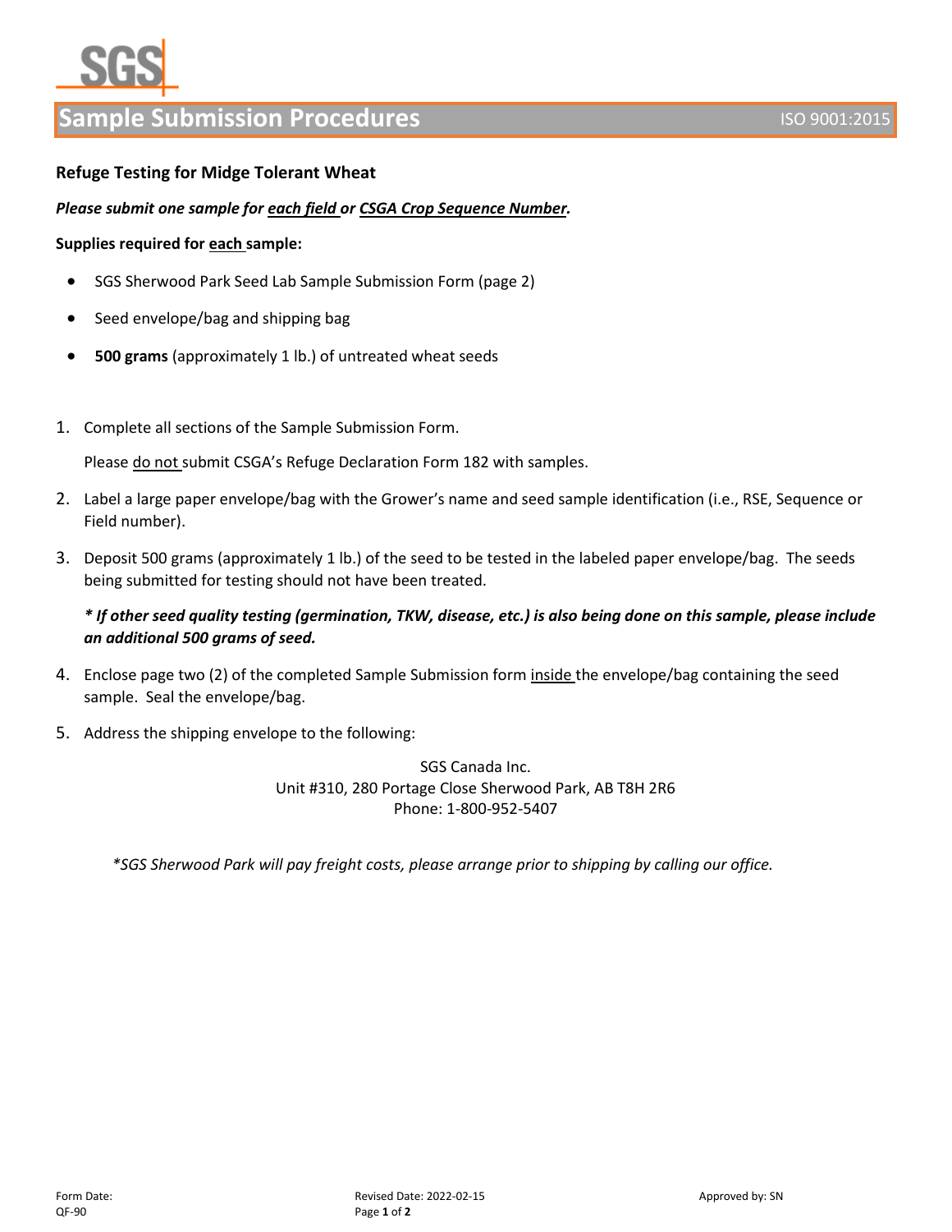# Sample Submission Procedures

ISO 9001:2015

## Refuge Testing for Midge Tolerant Wheat

***Please submit one sample for each field or CSGA Crop Sequence Number.***

**Supplies required for each sample:**

- SGS Sherwood Park Seed Lab Sample Submission Form (page 2)
- Seed envelope/bag and shipping bag
- **500 grams** (approximately 1 lb.) of untreated wheat seeds

1. Complete all sections of the Sample Submission Form.

   Please do not submit CSGA's Refuge Declaration Form 182 with samples.

2. Label a large paper envelope/bag with the Grower's name and seed sample identification (i.e., RSE, Sequence or Field number).

3. Deposit 500 grams (approximately 1 lb.) of the seed to be tested in the labeled paper envelope/bag. The seeds being submitted for testing should not have been treated.

   ***\* If other seed quality testing (germination, TKW, disease, etc.) is also being done on this sample, please include an additional 500 grams of seed.***

4. Enclose page two (2) of the completed Sample Submission form inside the envelope/bag containing the seed sample. Seal the envelope/bag.

5. Address the shipping envelope to the following:

   SGS Canada Inc.
   Unit #310, 280 Portage Close Sherwood Park, AB T8H 2R6
   Phone: 1-800-952-5407

*\*SGS Sherwood Park will pay freight costs, please arrange prior to shipping by calling our office.*

Form Date: | Revised Date: 2022-02-15 | Approved by: SN
QF-90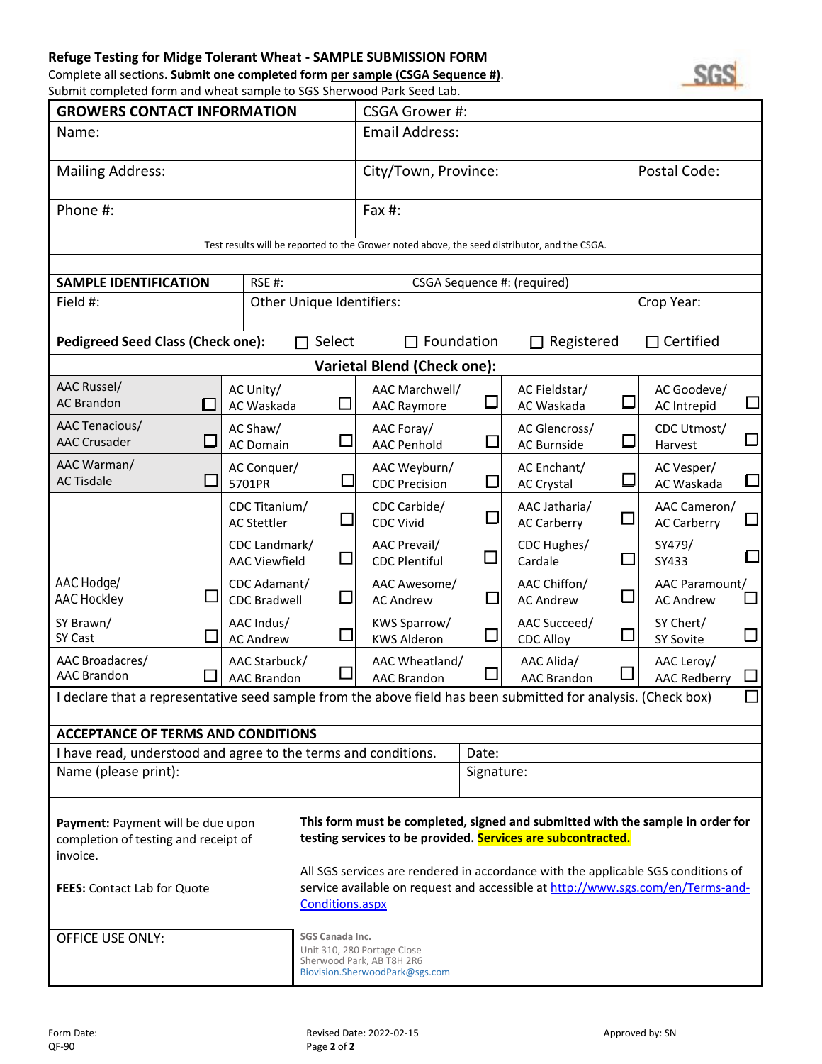# Refuge Testing for Midge Tolerant Wheat - SAMPLE SUBMISSION FORM

Complete all sections. **Submit one completed form per sample (CSGA Sequence #)**.
Submit completed form and wheat sample to SGS Sherwood Park Seed Lab.

| **GROWERS CONTACT INFORMATION** | CSGA Grower #: | |
|---|---|---|
| Name: | Email Address: | |
| Mailing Address: | City/Town, Province: | Postal Code: |
| Phone #: | Fax #: | |

Test results will be reported to the Grower noted above, the seed distributor, and the CSGA.

| **SAMPLE IDENTIFICATION** | RSE #: | CSGA Sequence #: (required) |
|---|---|---|
| Field #: | Other Unique Identifiers: | Crop Year: |

**Pedigreed Seed Class (Check one):** ☐ Select ☐ Foundation ☐ Registered ☐ Certified

**Varietal Blend (Check one):**

| | | | | |
|---|---|---|---|---|
| AAC Russel/ AC Brandon ☐ | AC Unity/ AC Waskada ☐ | AAC Marchwell/ AAC Raymore ☐ | AC Fieldstar/ AC Waskada ☐ | AC Goodeve/ AC Intrepid ☐ |
| AAC Tenacious/ AAC Crusader ☐ | AC Shaw/ AC Domain ☐ | AAC Foray/ AAC Penhold ☐ | AC Glencross/ AC Burnside ☐ | CDC Utmost/ Harvest ☐ |
| AAC Warman/ AC Tisdale ☐ | AC Conquer/ 5701PR ☐ | AAC Weyburn/ CDC Precision ☐ | AC Enchant/ AC Crystal ☐ | AC Vesper/ AC Waskada ☐ |
| | CDC Titanium/ AC Stettler ☐ | CDC Carbide/ CDC Vivid ☐ | AAC Jatharia/ AC Carberry ☐ | AAC Cameron/ AC Carberry ☐ |
| | CDC Landmark/ AAC Viewfield ☐ | AAC Prevail/ CDC Plentiful ☐ | CDC Hughes/ Cardale ☐ | SY479/ SY433 ☐ |
| AAC Hodge/ AAC Hockley ☐ | CDC Adamant/ CDC Bradwell ☐ | AAC Awesome/ AC Andrew ☐ | AAC Chiffon/ AC Andrew ☐ | AAC Paramount/ AC Andrew ☐ |
| SY Brawn/ SY Cast ☐ | AAC Indus/ AC Andrew ☐ | KWS Sparrow/ KWS Alderon ☐ | AAC Succeed/ CDC Alloy ☐ | SY Chert/ SY Sovite ☐ |
| AAC Broadacres/ AAC Brandon ☐ | AAC Starbuck/ AAC Brandon ☐ | AAC Wheatland/ AAC Brandon ☐ | AAC Alida/ AAC Brandon ☐ | AAC Leroy/ AAC Redberry ☐ |

I declare that a representative seed sample from the above field has been submitted for analysis. (Check box) ☐

## ACCEPTANCE OF TERMS AND CONDITIONS

| I have read, understood and agree to the terms and conditions. | Date: |
|---|---|
| Name (please print): | Signature: |

**Payment:** Payment will be due upon completion of testing and receipt of invoice.

**FEES:** Contact Lab for Quote

**This form must be completed, signed and submitted with the sample in order for testing services to be provided. Services are subcontracted.**

All SGS services are rendered in accordance with the applicable SGS conditions of service available on request and accessible at http://www.sgs.com/en/Terms-and-Conditions.aspx

OFFICE USE ONLY:

**SGS Canada Inc.**
Unit 310, 280 Portage Close
Sherwood Park, AB T8H 2R6
Biovision.SherwoodPark@sgs.com

Form Date: QF-90 | Revised Date: 2022-02-15 | Approved by: SN